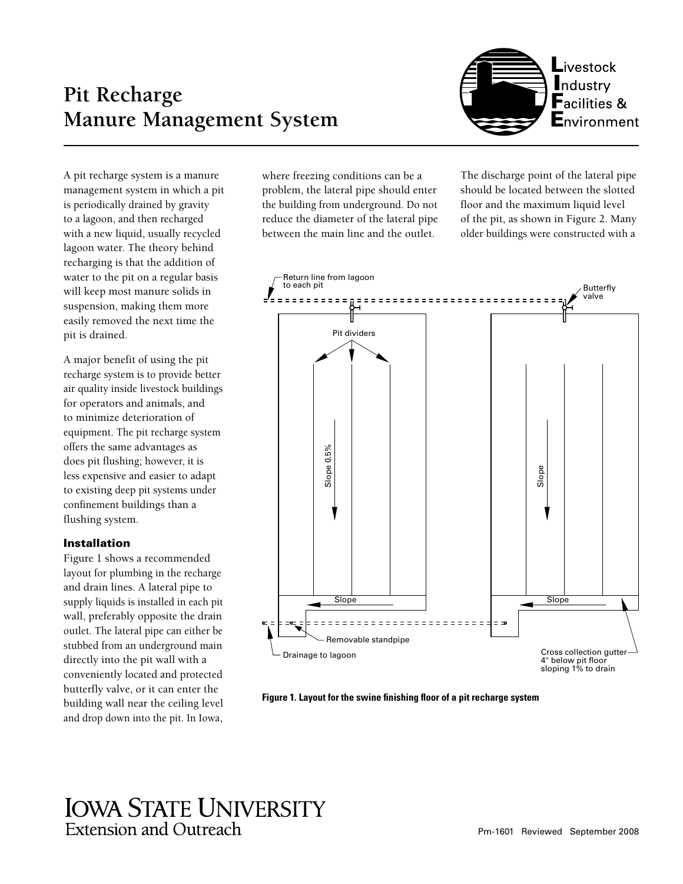# Pit Recharge Manure Management System

Livestock Industry Facilities & Environment

A pit recharge system is a manure management system in which a pit is periodically drained by gravity to a lagoon, and then recharged with a new liquid, usually recycled lagoon water. The theory behind recharging is that the addition of water to the pit on a regular basis will keep most manure solids in suspension, making them more easily removed the next time the pit is drained.

A major benefit of using the pit recharge system is to provide better air quality inside livestock buildings for operators and animals, and to minimize deterioration of equipment. The pit recharge system offers the same advantages as does pit flushing; however, it is less expensive and easier to adapt to existing deep pit systems under confinement buildings than a flushing system.

### Installation

Figure 1 shows a recommended layout for plumbing in the recharge and drain lines. A lateral pipe to supply liquids is installed in each pit wall, preferably opposite the drain outlet. The lateral pipe can either be stubbed from an underground main directly into the pit wall with a conveniently located and protected butterfly valve, or it can enter the building wall near the ceiling level and drop down into the pit. In Iowa, where freezing conditions can be a problem, the lateral pipe should enter the building from underground. Do not reduce the diameter of the lateral pipe between the main line and the outlet.

The discharge point of the lateral pipe should be located between the slotted floor and the maximum liquid level of the pit, as shown in Figure 2. Many older buildings were constructed with a

Return line from lagoon to each pit

Butterfly valve

Pit dividers

Slope 0.5%

Slope

Slope

Slope

Removable standpipe

Drainage to lagoon

Cross collection gutter 4" below pit floor sloping 1% to drain

**Figure 1. Layout for the swine finishing floor of a pit recharge system**

IOWA STATE UNIVERSITY
Extension and Outreach

Pm-1601 Reviewed September 2008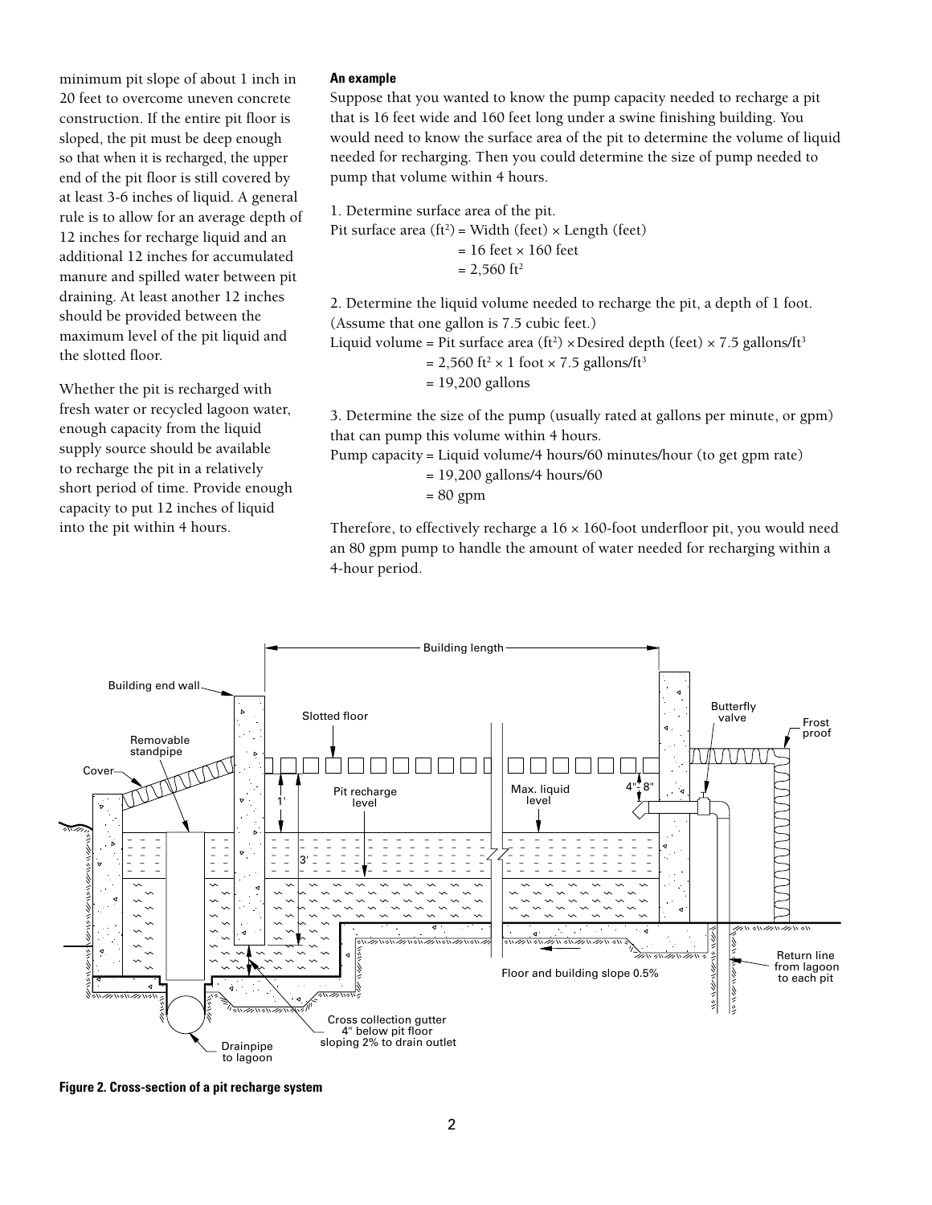minimum pit slope of about 1 inch in 20 feet to overcome uneven concrete construction. If the entire pit floor is sloped, the pit must be deep enough so that when it is recharged, the upper end of the pit floor is still covered by at least 3-6 inches of liquid. A general rule is to allow for an average depth of 12 inches for recharge liquid and an additional 12 inches for accumulated manure and spilled water between pit draining. At least another 12 inches should be provided between the maximum level of the pit liquid and the slotted floor.

Whether the pit is recharged with fresh water or recycled lagoon water, enough capacity from the liquid supply source should be available to recharge the pit in a relatively short period of time. Provide enough capacity to put 12 inches of liquid into the pit within 4 hours.

**An example**

Suppose that you wanted to know the pump capacity needed to recharge a pit that is 16 feet wide and 160 feet long under a swine finishing building. You would need to know the surface area of the pit to determine the volume of liquid needed for recharging. Then you could determine the size of pump needed to pump that volume within 4 hours.

1. Determine surface area of the pit.

Pit surface area ($ft^2$) = Width (feet) × Length (feet)
= 16 feet × 160 feet
= 2,560 $ft^2$

2. Determine the liquid volume needed to recharge the pit, a depth of 1 foot. (Assume that one gallon is 7.5 cubic feet.)

Liquid volume = Pit surface area ($ft^2$) × Desired depth (feet) × 7.5 gallons/$ft^3$
= 2,560 $ft^2$ × 1 foot × 7.5 gallons/$ft^3$
= 19,200 gallons

3. Determine the size of the pump (usually rated at gallons per minute, or gpm) that can pump this volume within 4 hours.

Pump capacity = Liquid volume/4 hours/60 minutes/hour (to get gpm rate)
= 19,200 gallons/4 hours/60
= 80 gpm

Therefore, to effectively recharge a 16 × 160-foot underfloor pit, you would need an 80 gpm pump to handle the amount of water needed for recharging within a 4-hour period.

**Figure 2. Cross-section of a pit recharge system**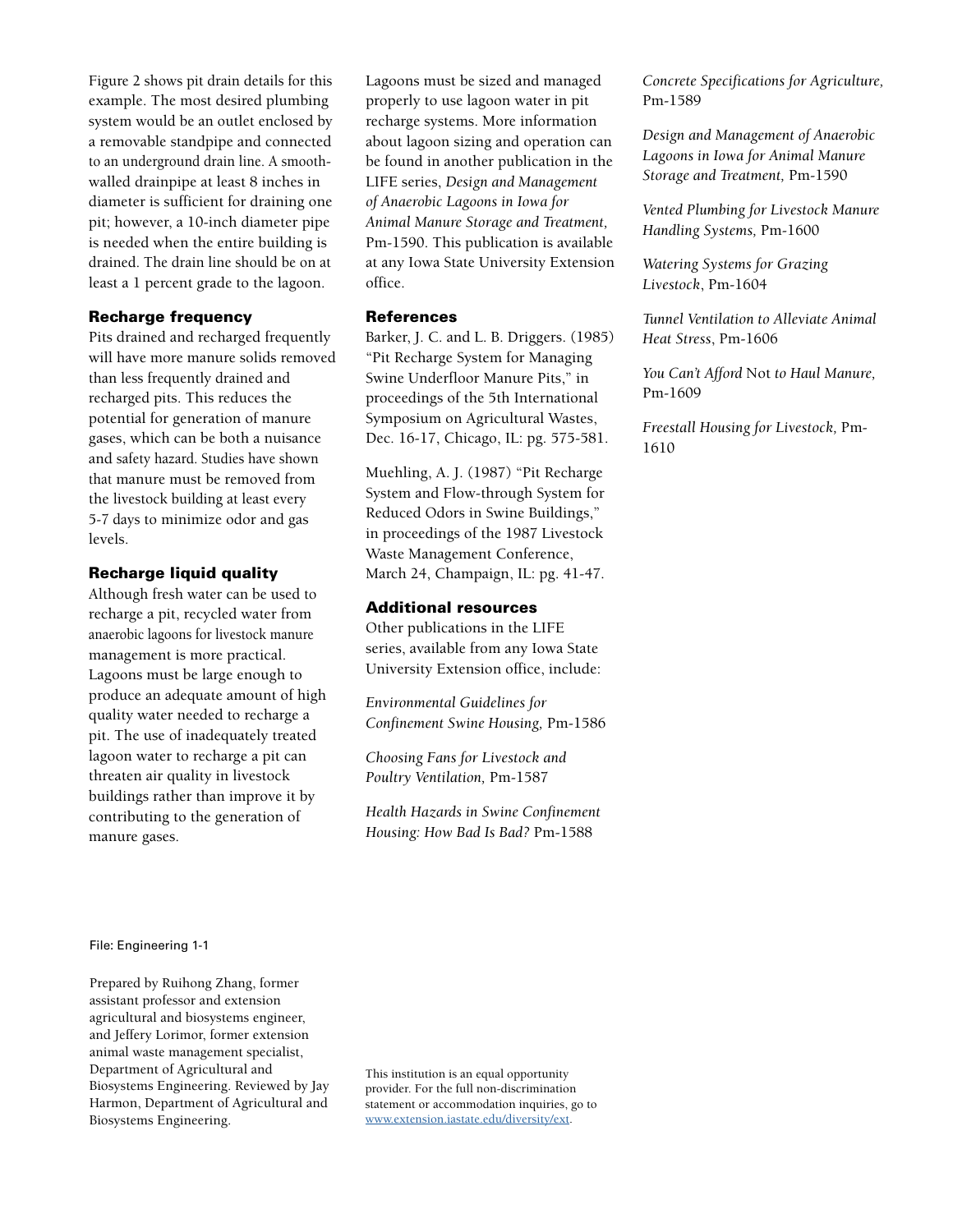Figure 2 shows pit drain details for this example. The most desired plumbing system would be an outlet enclosed by a removable standpipe and connected to an underground drain line. A smooth-walled drainpipe at least 8 inches in diameter is sufficient for draining one pit; however, a 10-inch diameter pipe is needed when the entire building is drained. The drain line should be on at least a 1 percent grade to the lagoon.

### Recharge frequency

Pits drained and recharged frequently will have more manure solids removed than less frequently drained and recharged pits. This reduces the potential for generation of manure gases, which can be both a nuisance and safety hazard. Studies have shown that manure must be removed from the livestock building at least every 5-7 days to minimize odor and gas levels.

### Recharge liquid quality

Although fresh water can be used to recharge a pit, recycled water from anaerobic lagoons for livestock manure management is more practical. Lagoons must be large enough to produce an adequate amount of high quality water needed to recharge a pit. The use of inadequately treated lagoon water to recharge a pit can threaten air quality in livestock buildings rather than improve it by contributing to the generation of manure gases.

Lagoons must be sized and managed properly to use lagoon water in pit recharge systems. More information about lagoon sizing and operation can be found in another publication in the LIFE series, *Design and Management of Anaerobic Lagoons in Iowa for Animal Manure Storage and Treatment,* Pm-1590. This publication is available at any Iowa State University Extension office.

### References

Barker, J. C. and L. B. Driggers. (1985) "Pit Recharge System for Managing Swine Underfloor Manure Pits," in proceedings of the 5th International Symposium on Agricultural Wastes, Dec. 16-17, Chicago, IL: pg. 575-581.

Muehling, A. J. (1987) "Pit Recharge System and Flow-through System for Reduced Odors in Swine Buildings," in proceedings of the 1987 Livestock Waste Management Conference, March 24, Champaign, IL: pg. 41-47.

### Additional resources

Other publications in the LIFE series, available from any Iowa State University Extension office, include:

*Environmental Guidelines for Confinement Swine Housing,* Pm-1586

*Choosing Fans for Livestock and Poultry Ventilation,* Pm-1587

*Health Hazards in Swine Confinement Housing: How Bad Is Bad?* Pm-1588

*Concrete Specifications for Agriculture,* Pm-1589

*Design and Management of Anaerobic Lagoons in Iowa for Animal Manure Storage and Treatment,* Pm-1590

*Vented Plumbing for Livestock Manure Handling Systems,* Pm-1600

*Watering Systems for Grazing Livestock*, Pm-1604

*Tunnel Ventilation to Alleviate Animal Heat Stress*, Pm-1606

*You Can't Afford* Not *to Haul Manure,* Pm-1609

*Freestall Housing for Livestock,* Pm-1610

File: Engineering 1-1

Prepared by Ruihong Zhang, former assistant professor and extension agricultural and biosystems engineer, and Jeffery Lorimor, former extension animal waste management specialist, Department of Agricultural and Biosystems Engineering. Reviewed by Jay Harmon, Department of Agricultural and Biosystems Engineering.

This institution is an equal opportunity provider. For the full non-discrimination statement or accommodation inquiries, go to www.extension.iastate.edu/diversity/ext.